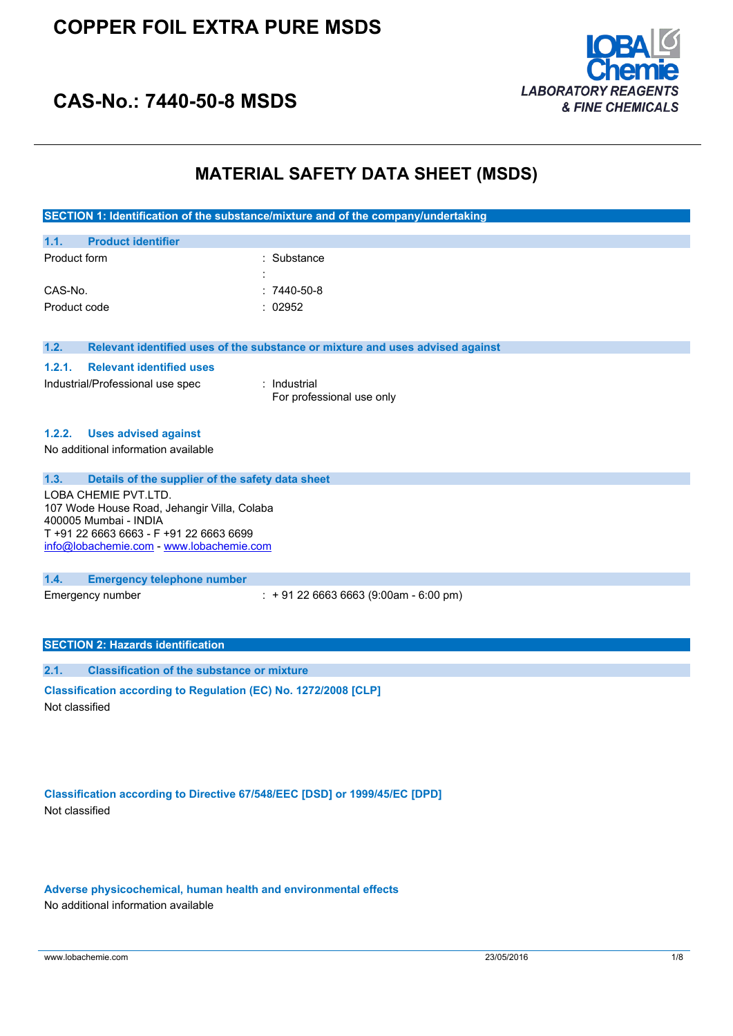# COPPER FOIL EXTRA PURE MSDS

## CAS-No.: 7440-50-8 MSDS

LOBA Chemie
*LABORATORY REAGENTS & FINE CHEMICALS*

# MATERIAL SAFETY DATA SHEET (MSDS)

## SECTION 1: Identification of the substance/mixture and of the company/undertaking

### 1.1. Product identifier

| | |
|---|---|
| Product form | : Substance |
| | : |
| CAS-No. | : 7440-50-8 |
| Product code | : 02952 |

### 1.2. Relevant identified uses of the substance or mixture and uses advised against

#### 1.2.1. Relevant identified uses

| | |
|---|---|
| Industrial/Professional use spec | : Industrial<br>For professional use only |

#### 1.2.2. Uses advised against

No additional information available

### 1.3. Details of the supplier of the safety data sheet

LOBA CHEMIE PVT.LTD.
107 Wode House Road, Jehangir Villa, Colaba
400005 Mumbai - INDIA
T +91 22 6663 6663 - F +91 22 6663 6699
info@lobachemie.com - www.lobachemie.com

### 1.4. Emergency telephone number

| | |
|---|---|
| Emergency number | : + 91 22 6663 6663 (9:00am - 6:00 pm) |

## SECTION 2: Hazards identification

### 2.1. Classification of the substance or mixture

**Classification according to Regulation (EC) No. 1272/2008 [CLP]**

Not classified

**Classification according to Directive 67/548/EEC [DSD] or 1999/45/EC [DPD]**

Not classified

**Adverse physicochemical, human health and environmental effects**

No additional information available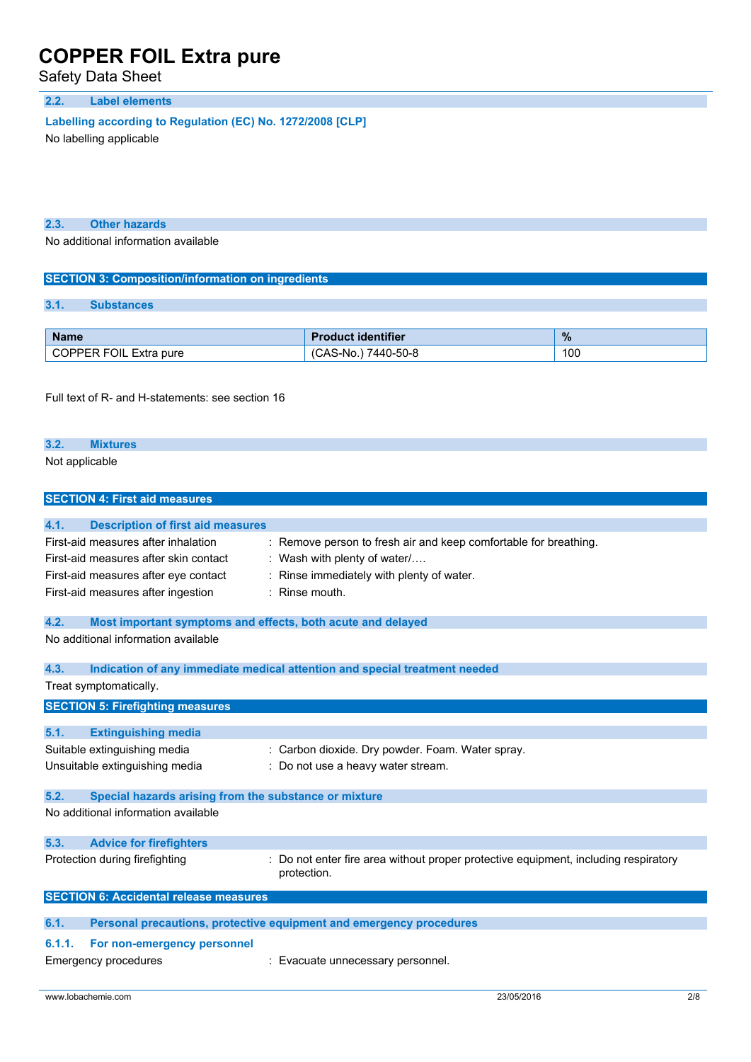### 2.2. Label elements

**Labelling according to Regulation (EC) No. 1272/2008 [CLP]**

No labelling applicable

### 2.3. Other hazards

No additional information available

## SECTION 3: Composition/information on ingredients

### 3.1. Substances

| Name | Product identifier | % |
|---|---|---|
| COPPER FOIL Extra pure | (CAS-No.) 7440-50-8 | 100 |

Full text of R- and H-statements: see section 16

### 3.2. Mixtures

Not applicable

## SECTION 4: First aid measures

### 4.1. Description of first aid measures

First-aid measures after inhalation : Remove person to fresh air and keep comfortable for breathing.

First-aid measures after skin contact : Wash with plenty of water/….

First-aid measures after eye contact : Rinse immediately with plenty of water.

First-aid measures after ingestion : Rinse mouth.

### 4.2. Most important symptoms and effects, both acute and delayed

No additional information available

### 4.3. Indication of any immediate medical attention and special treatment needed

Treat symptomatically.

## SECTION 5: Firefighting measures

### 5.1. Extinguishing media

Suitable extinguishing media : Carbon dioxide. Dry powder. Foam. Water spray.

Unsuitable extinguishing media : Do not use a heavy water stream.

### 5.2. Special hazards arising from the substance or mixture

No additional information available

### 5.3. Advice for firefighters

Protection during firefighting : Do not enter fire area without proper protective equipment, including respiratory protection.

## SECTION 6: Accidental release measures

### 6.1. Personal precautions, protective equipment and emergency procedures

#### 6.1.1. For non-emergency personnel

Emergency procedures : Evacuate unnecessary personnel.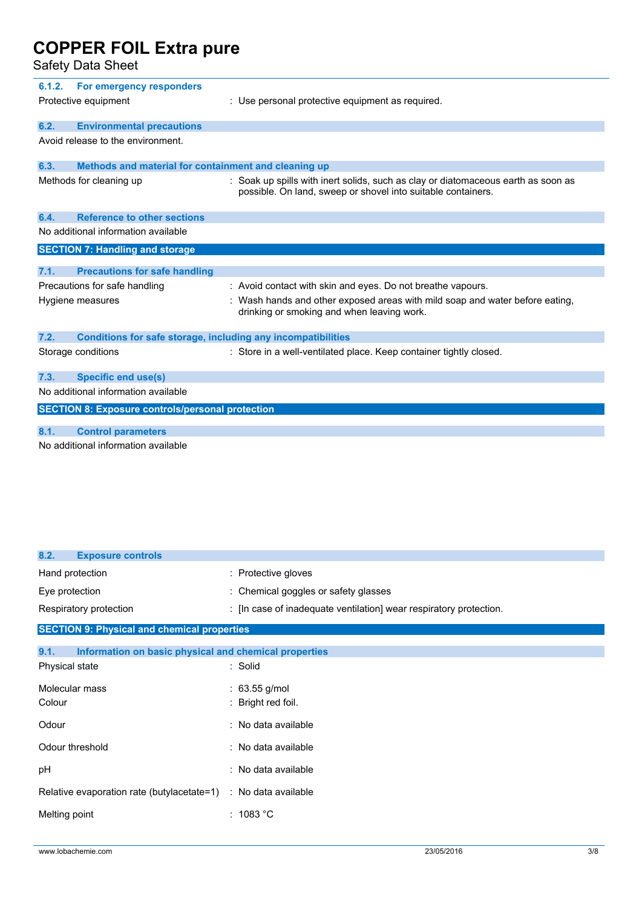#### 6.1.2. For emergency responders

Protective equipment : Use personal protective equipment as required.

### 6.2. Environmental precautions

Avoid release to the environment.

### 6.3. Methods and material for containment and cleaning up

Methods for cleaning up : Soak up spills with inert solids, such as clay or diatomaceous earth as soon as possible. On land, sweep or shovel into suitable containers.

### 6.4. Reference to other sections

No additional information available

## SECTION 7: Handling and storage

### 7.1. Precautions for safe handling

Precautions for safe handling : Avoid contact with skin and eyes. Do not breathe vapours.

Hygiene measures : Wash hands and other exposed areas with mild soap and water before eating, drinking or smoking and when leaving work.

### 7.2. Conditions for safe storage, including any incompatibilities

Storage conditions : Store in a well-ventilated place. Keep container tightly closed.

### 7.3. Specific end use(s)

No additional information available

## SECTION 8: Exposure controls/personal protection

### 8.1. Control parameters

No additional information available

### 8.2. Exposure controls

Hand protection : Protective gloves

Eye protection : Chemical goggles or safety glasses

Respiratory protection : [In case of inadequate ventilation] wear respiratory protection.

## SECTION 9: Physical and chemical properties

### 9.1. Information on basic physical and chemical properties

Physical state : Solid

Molecular mass : 63.55 g/mol

Colour : Bright red foil.

Odour : No data available

Odour threshold : No data available

pH : No data available

Relative evaporation rate (butylacetate=1) : No data available

Melting point : 1083 °C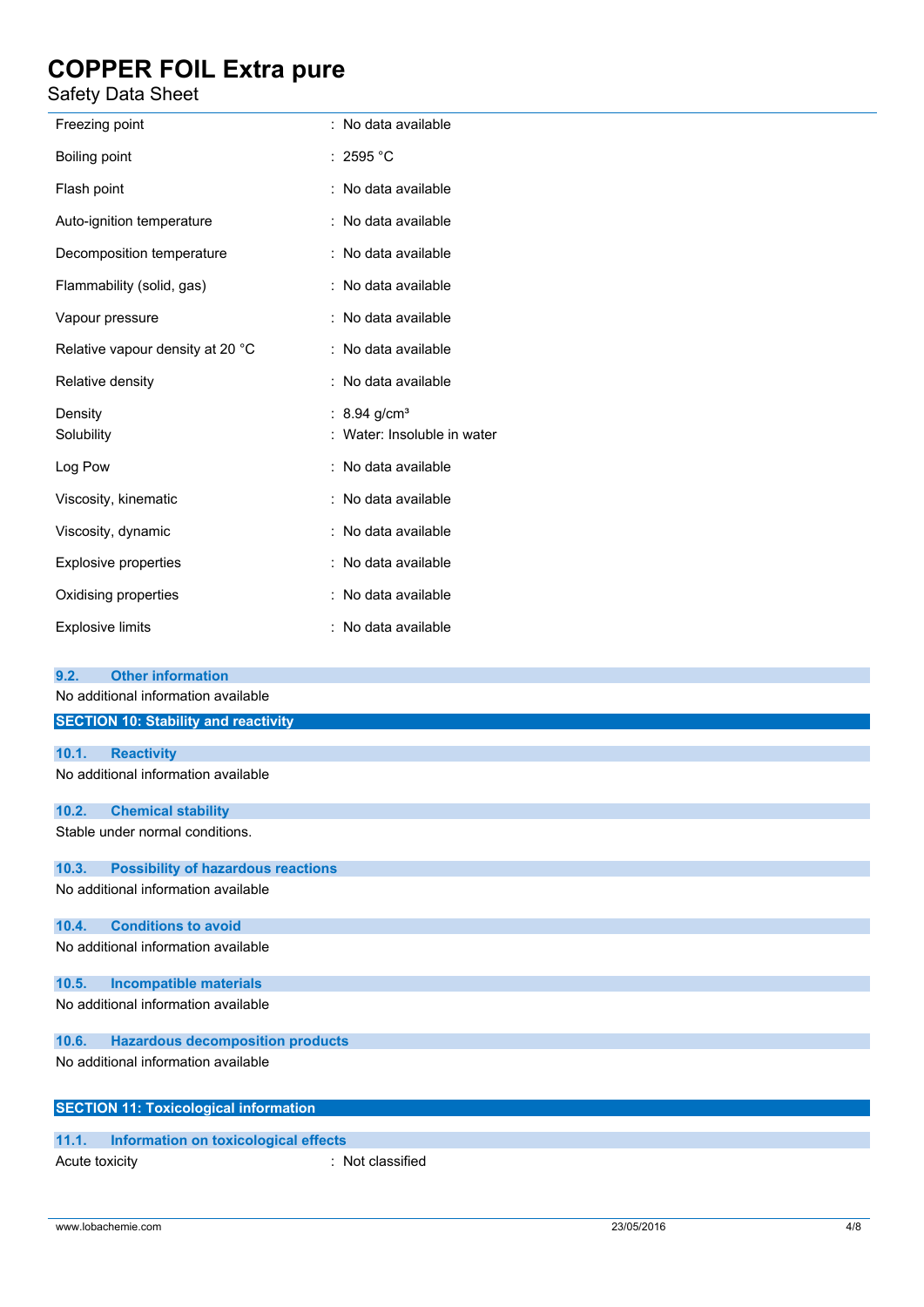| | |
|---|---|
| Freezing point | : No data available |
| Boiling point | : 2595 °C |
| Flash point | : No data available |
| Auto-ignition temperature | : No data available |
| Decomposition temperature | : No data available |
| Flammability (solid, gas) | : No data available |
| Vapour pressure | : No data available |
| Relative vapour density at 20 °C | : No data available |
| Relative density | : No data available |
| Density | : 8.94 g/cm³ |
| Solubility | : Water: Insoluble in water |
| Log Pow | : No data available |
| Viscosity, kinematic | : No data available |
| Viscosity, dynamic | : No data available |
| Explosive properties | : No data available |
| Oxidising properties | : No data available |
| Explosive limits | : No data available |

### 9.2. Other information

No additional information available

## SECTION 10: Stability and reactivity

### 10.1. Reactivity

No additional information available

### 10.2. Chemical stability

Stable under normal conditions.

### 10.3. Possibility of hazardous reactions

No additional information available

### 10.4. Conditions to avoid

No additional information available

### 10.5. Incompatible materials

No additional information available

### 10.6. Hazardous decomposition products

No additional information available

## SECTION 11: Toxicological information

### 11.1. Information on toxicological effects

| | |
|---|---|
| Acute toxicity | : Not classified |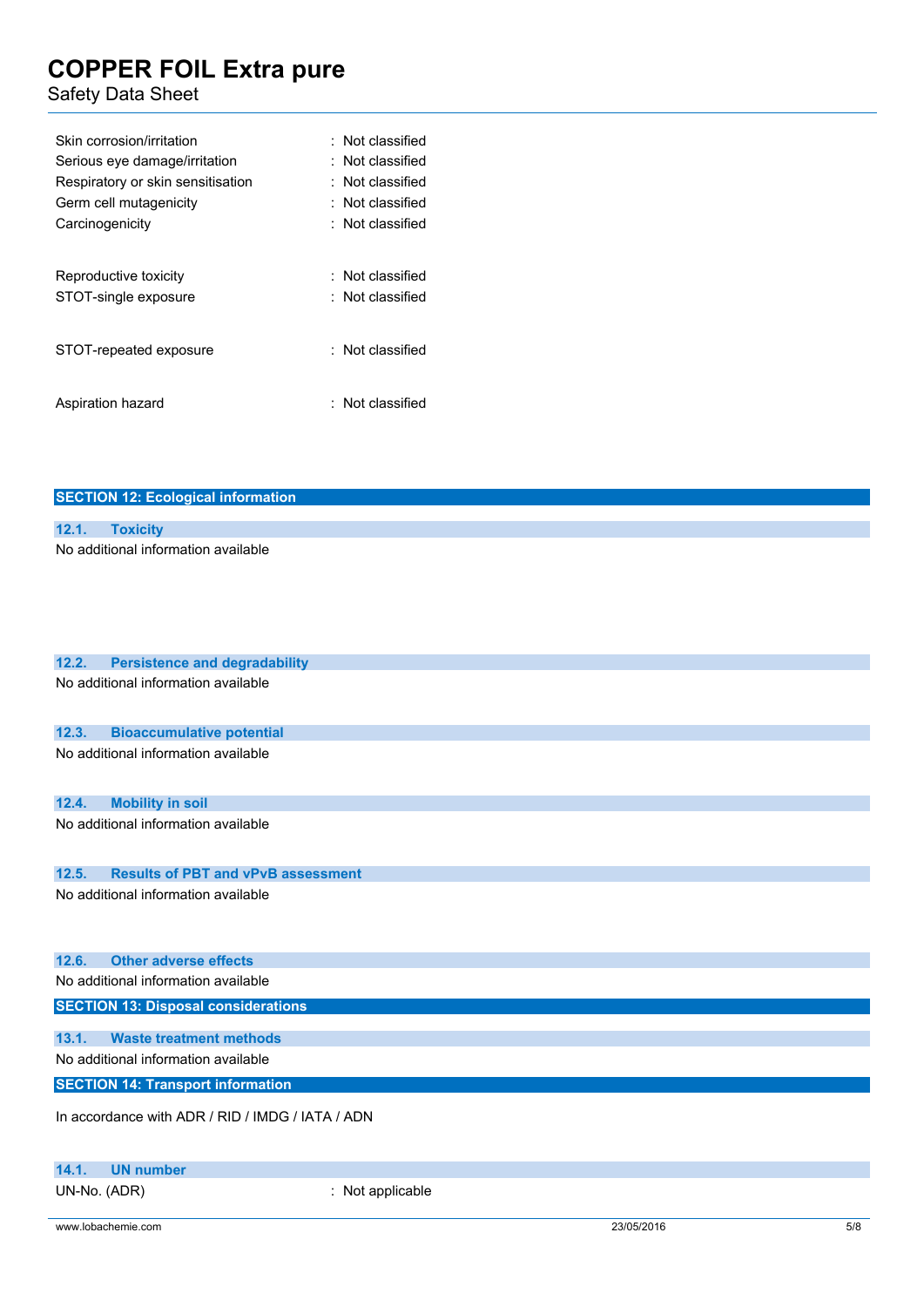| | |
|---|---|
| Skin corrosion/irritation | : Not classified |
| Serious eye damage/irritation | : Not classified |
| Respiratory or skin sensitisation | : Not classified |
| Germ cell mutagenicity | : Not classified |
| Carcinogenicity | : Not classified |
| Reproductive toxicity | : Not classified |
| STOT-single exposure | : Not classified |
| STOT-repeated exposure | : Not classified |
| Aspiration hazard | : Not classified |

## SECTION 12: Ecological information

### 12.1. Toxicity

No additional information available

### 12.2. Persistence and degradability

No additional information available

### 12.3. Bioaccumulative potential

No additional information available

### 12.4. Mobility in soil

No additional information available

### 12.5. Results of PBT and vPvB assessment

No additional information available

### 12.6. Other adverse effects

No additional information available

## SECTION 13: Disposal considerations

### 13.1. Waste treatment methods

No additional information available

## SECTION 14: Transport information

In accordance with ADR / RID / IMDG / IATA / ADN

### 14.1. UN number

| | |
|---|---|
| UN-No. (ADR) | : Not applicable |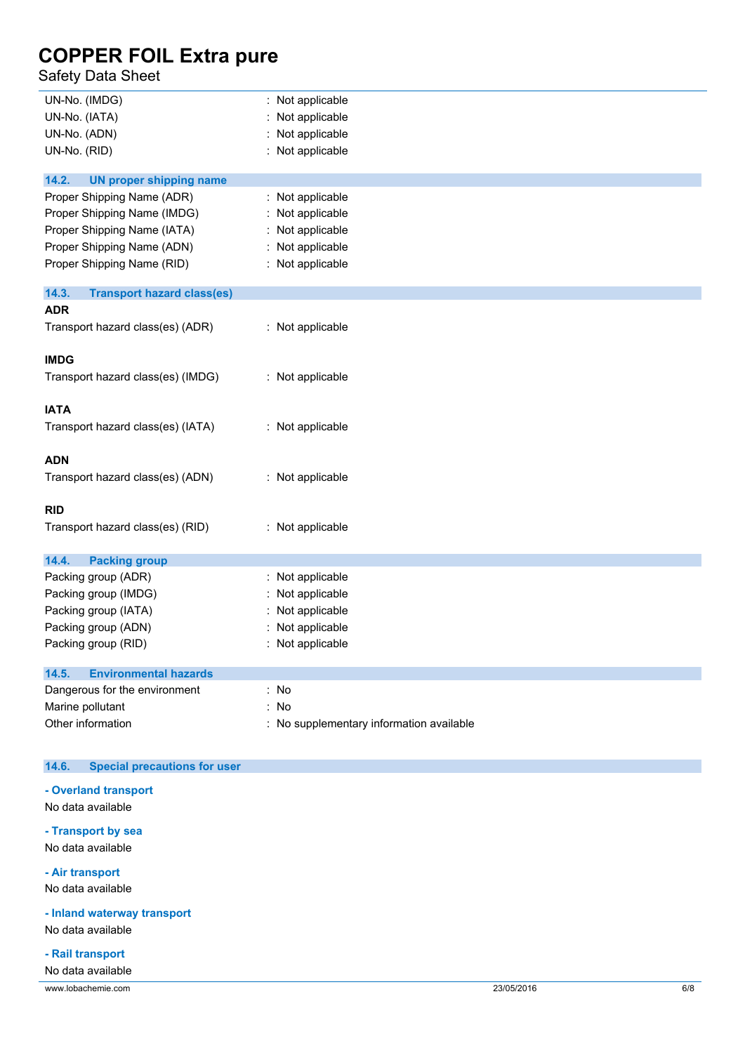UN-No. (IMDG) : Not applicable
UN-No. (IATA) : Not applicable
UN-No. (ADN) : Not applicable
UN-No. (RID) : Not applicable

### 14.2. UN proper shipping name

Proper Shipping Name (ADR) : Not applicable
Proper Shipping Name (IMDG) : Not applicable
Proper Shipping Name (IATA) : Not applicable
Proper Shipping Name (ADN) : Not applicable
Proper Shipping Name (RID) : Not applicable

### 14.3. Transport hazard class(es)

**ADR**

Transport hazard class(es) (ADR) : Not applicable

**IMDG**

Transport hazard class(es) (IMDG) : Not applicable

**IATA**

Transport hazard class(es) (IATA) : Not applicable

**ADN**

Transport hazard class(es) (ADN) : Not applicable

**RID**

Transport hazard class(es) (RID) : Not applicable

### 14.4. Packing group

Packing group (ADR) : Not applicable
Packing group (IMDG) : Not applicable
Packing group (IATA) : Not applicable
Packing group (ADN) : Not applicable
Packing group (RID) : Not applicable

### 14.5. Environmental hazards

Dangerous for the environment : No
Marine pollutant : No
Other information : No supplementary information available

### 14.6. Special precautions for user

**- Overland transport**

No data available

**- Transport by sea**

No data available

**- Air transport**

No data available

**- Inland waterway transport**

No data available

**- Rail transport**

No data available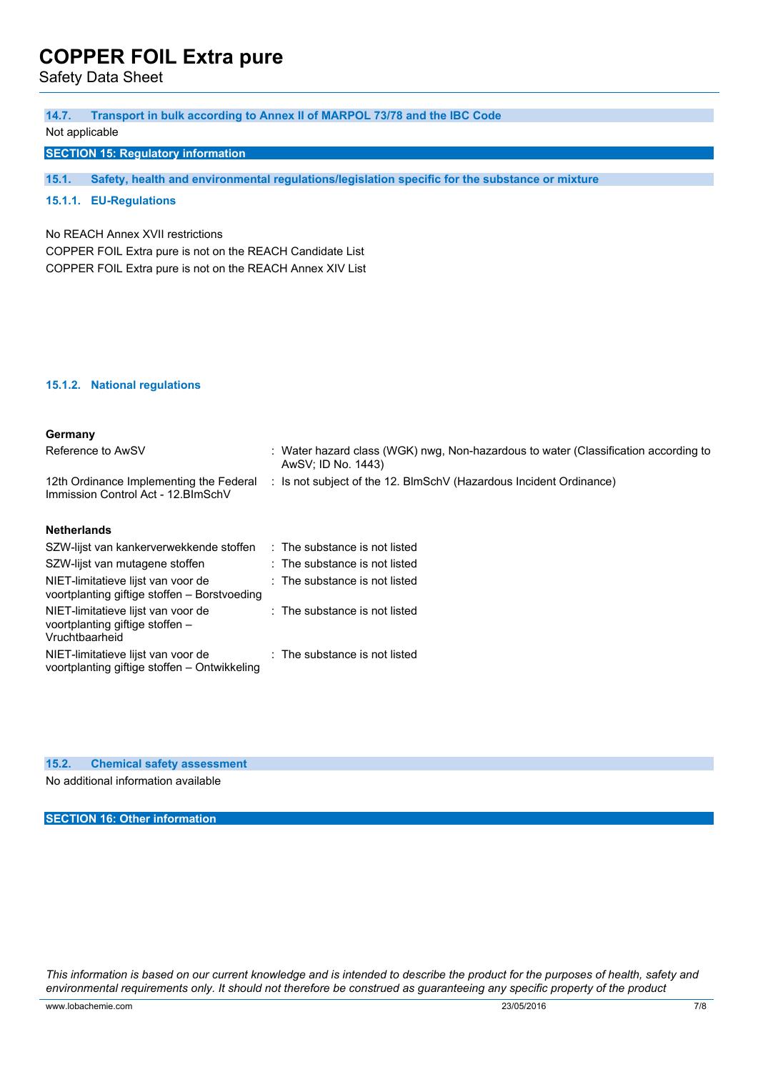#### 14.7. Transport in bulk according to Annex II of MARPOL 73/78 and the IBC Code

Not applicable

## SECTION 15: Regulatory information

### 15.1. Safety, health and environmental regulations/legislation specific for the substance or mixture

#### 15.1.1. EU-Regulations

No REACH Annex XVII restrictions

COPPER FOIL Extra pure is not on the REACH Candidate List

COPPER FOIL Extra pure is not on the REACH Annex XIV List

#### 15.1.2. National regulations

**Germany**

| | |
|---|---|
| Reference to AwSV | : Water hazard class (WGK) nwg, Non-hazardous to water (Classification according to AwSV; ID No. 1443) |
| 12th Ordinance Implementing the Federal Immission Control Act - 12.BImSchV | : Is not subject of the 12. BlmSchV (Hazardous Incident Ordinance) |

**Netherlands**

| | |
|---|---|
| SZW-lijst van kankerverwekkende stoffen | : The substance is not listed |
| SZW-lijst van mutagene stoffen | : The substance is not listed |
| NIET-limitatieve lijst van voor de voortplanting giftige stoffen – Borstvoeding | : The substance is not listed |
| NIET-limitatieve lijst van voor de voortplanting giftige stoffen – Vruchtbaarheid | : The substance is not listed |
| NIET-limitatieve lijst van voor de voortplanting giftige stoffen – Ontwikkeling | : The substance is not listed |

### 15.2. Chemical safety assessment

No additional information available

## SECTION 16: Other information

*This information is based on our current knowledge and is intended to describe the product for the purposes of health, safety and environmental requirements only. It should not therefore be construed as guaranteeing any specific property of the product*